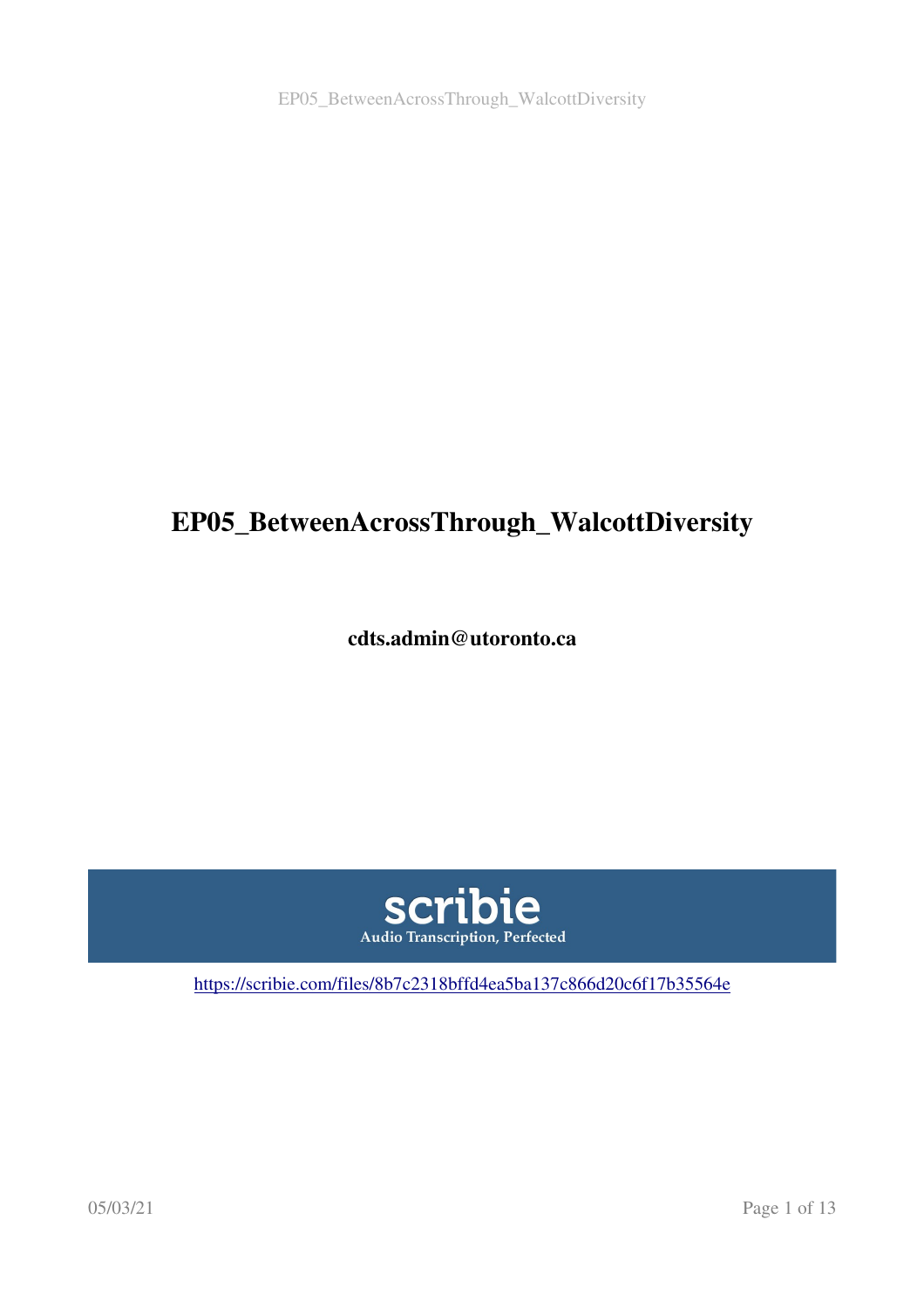# EP05_BetweenAcrossThrough_WalcottDiversity

**cdts.admin@utoronto.ca**

scribie
Audio Transcription, Perfected

https://scribie.com/files/8b7c2318bffd4ea5ba137c866d20c6f17b35564e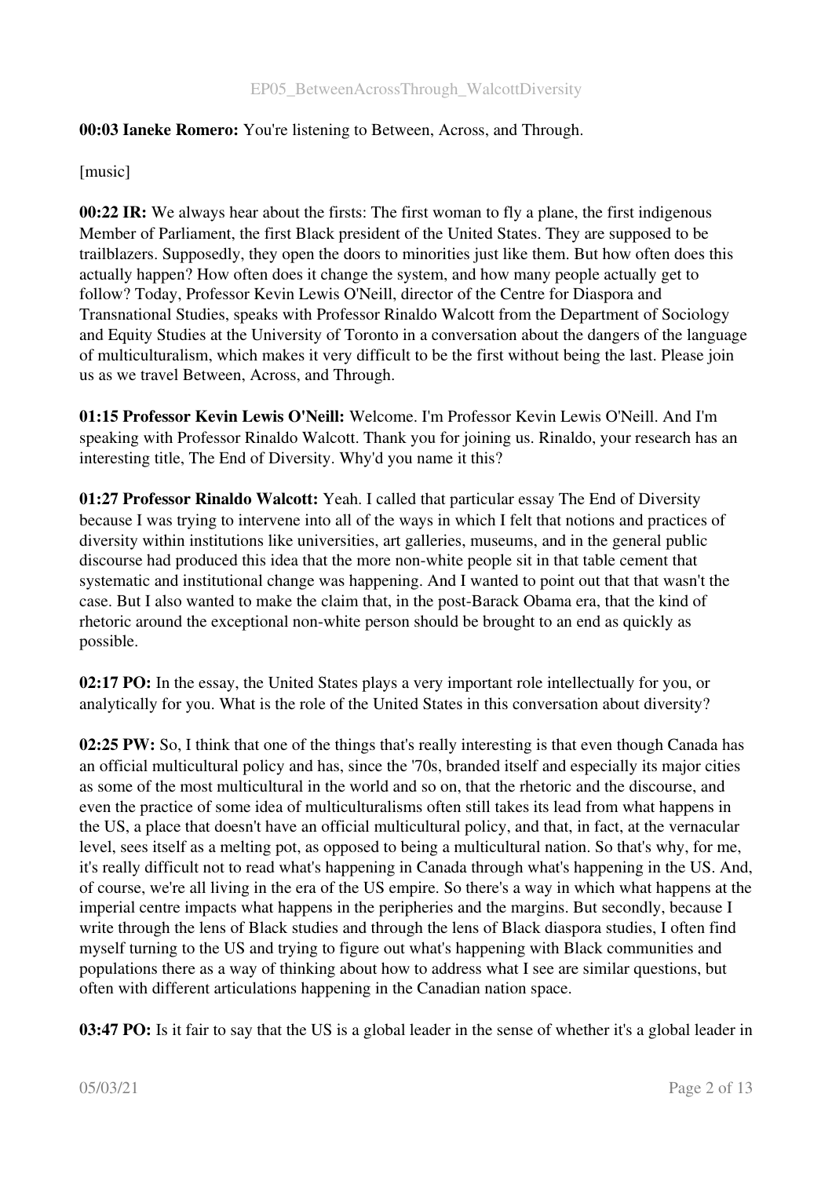**00:03 Ianeke Romero:** You're listening to Between, Across, and Through.

[music]

**00:22 IR:** We always hear about the firsts: The first woman to fly a plane, the first indigenous Member of Parliament, the first Black president of the United States. They are supposed to be trailblazers. Supposedly, they open the doors to minorities just like them. But how often does this actually happen? How often does it change the system, and how many people actually get to follow? Today, Professor Kevin Lewis O'Neill, director of the Centre for Diaspora and Transnational Studies, speaks with Professor Rinaldo Walcott from the Department of Sociology and Equity Studies at the University of Toronto in a conversation about the dangers of the language of multiculturalism, which makes it very difficult to be the first without being the last. Please join us as we travel Between, Across, and Through.

**01:15 Professor Kevin Lewis O'Neill:** Welcome. I'm Professor Kevin Lewis O'Neill. And I'm speaking with Professor Rinaldo Walcott. Thank you for joining us. Rinaldo, your research has an interesting title, The End of Diversity. Why'd you name it this?

**01:27 Professor Rinaldo Walcott:** Yeah. I called that particular essay The End of Diversity because I was trying to intervene into all of the ways in which I felt that notions and practices of diversity within institutions like universities, art galleries, museums, and in the general public discourse had produced this idea that the more non-white people sit in that table cement that systematic and institutional change was happening. And I wanted to point out that that wasn't the case. But I also wanted to make the claim that, in the post-Barack Obama era, that the kind of rhetoric around the exceptional non-white person should be brought to an end as quickly as possible.

**02:17 PO:** In the essay, the United States plays a very important role intellectually for you, or analytically for you. What is the role of the United States in this conversation about diversity?

**02:25 PW:** So, I think that one of the things that's really interesting is that even though Canada has an official multicultural policy and has, since the '70s, branded itself and especially its major cities as some of the most multicultural in the world and so on, that the rhetoric and the discourse, and even the practice of some idea of multiculturalisms often still takes its lead from what happens in the US, a place that doesn't have an official multicultural policy, and that, in fact, at the vernacular level, sees itself as a melting pot, as opposed to being a multicultural nation. So that's why, for me, it's really difficult not to read what's happening in Canada through what's happening in the US. And, of course, we're all living in the era of the US empire. So there's a way in which what happens at the imperial centre impacts what happens in the peripheries and the margins. But secondly, because I write through the lens of Black studies and through the lens of Black diaspora studies, I often find myself turning to the US and trying to figure out what's happening with Black communities and populations there as a way of thinking about how to address what I see are similar questions, but often with different articulations happening in the Canadian nation space.

**03:47 PO:** Is it fair to say that the US is a global leader in the sense of whether it's a global leader in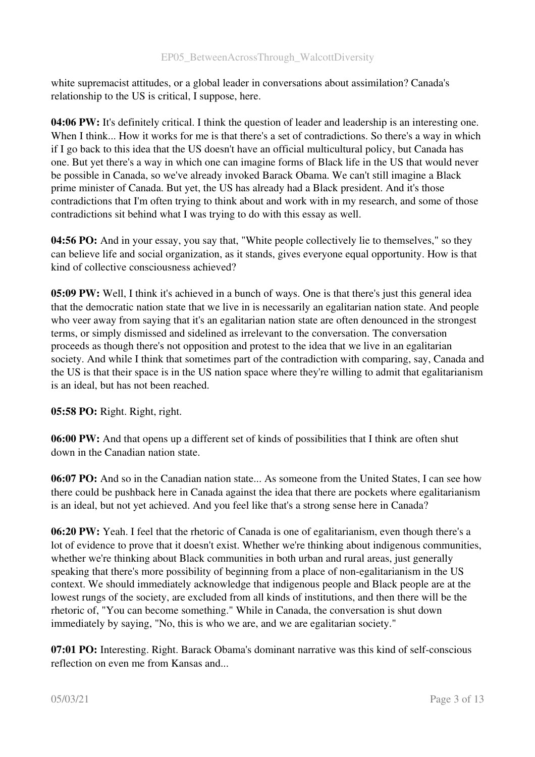white supremacist attitudes, or a global leader in conversations about assimilation? Canada's relationship to the US is critical, I suppose, here.

**04:06 PW:** It's definitely critical. I think the question of leader and leadership is an interesting one. When I think... How it works for me is that there's a set of contradictions. So there's a way in which if I go back to this idea that the US doesn't have an official multicultural policy, but Canada has one. But yet there's a way in which one can imagine forms of Black life in the US that would never be possible in Canada, so we've already invoked Barack Obama. We can't still imagine a Black prime minister of Canada. But yet, the US has already had a Black president. And it's those contradictions that I'm often trying to think about and work with in my research, and some of those contradictions sit behind what I was trying to do with this essay as well.

**04:56 PO:** And in your essay, you say that, "White people collectively lie to themselves," so they can believe life and social organization, as it stands, gives everyone equal opportunity. How is that kind of collective consciousness achieved?

**05:09 PW:** Well, I think it's achieved in a bunch of ways. One is that there's just this general idea that the democratic nation state that we live in is necessarily an egalitarian nation state. And people who veer away from saying that it's an egalitarian nation state are often denounced in the strongest terms, or simply dismissed and sidelined as irrelevant to the conversation. The conversation proceeds as though there's not opposition and protest to the idea that we live in an egalitarian society. And while I think that sometimes part of the contradiction with comparing, say, Canada and the US is that their space is in the US nation space where they're willing to admit that egalitarianism is an ideal, but has not been reached.

**05:58 PO:** Right. Right, right.

**06:00 PW:** And that opens up a different set of kinds of possibilities that I think are often shut down in the Canadian nation state.

**06:07 PO:** And so in the Canadian nation state... As someone from the United States, I can see how there could be pushback here in Canada against the idea that there are pockets where egalitarianism is an ideal, but not yet achieved. And you feel like that's a strong sense here in Canada?

**06:20 PW:** Yeah. I feel that the rhetoric of Canada is one of egalitarianism, even though there's a lot of evidence to prove that it doesn't exist. Whether we're thinking about indigenous communities, whether we're thinking about Black communities in both urban and rural areas, just generally speaking that there's more possibility of beginning from a place of non-egalitarianism in the US context. We should immediately acknowledge that indigenous people and Black people are at the lowest rungs of the society, are excluded from all kinds of institutions, and then there will be the rhetoric of, "You can become something." While in Canada, the conversation is shut down immediately by saying, "No, this is who we are, and we are egalitarian society."

**07:01 PO:** Interesting. Right. Barack Obama's dominant narrative was this kind of self-conscious reflection on even me from Kansas and...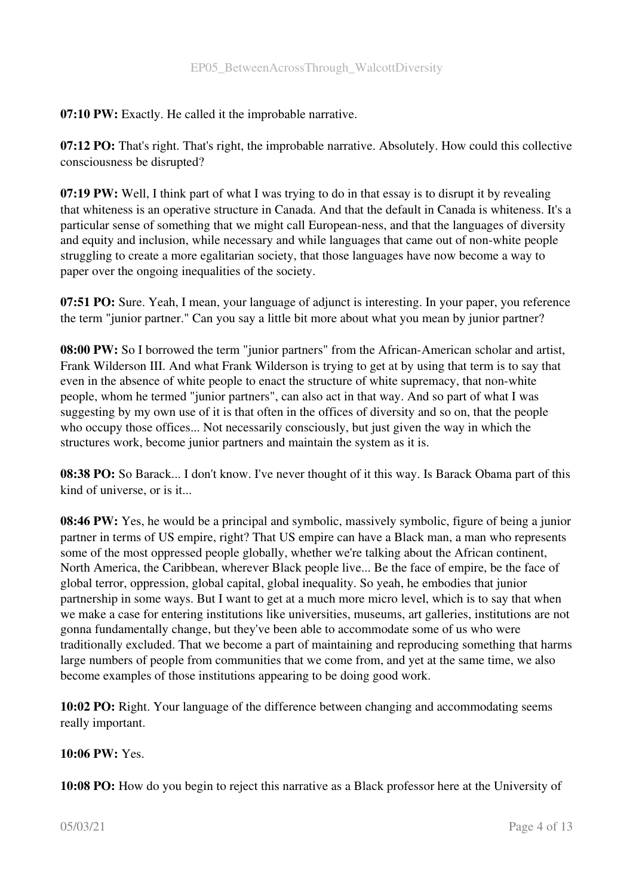**07:10 PW:** Exactly. He called it the improbable narrative.

**07:12 PO:** That's right. That's right, the improbable narrative. Absolutely. How could this collective consciousness be disrupted?

**07:19 PW:** Well, I think part of what I was trying to do in that essay is to disrupt it by revealing that whiteness is an operative structure in Canada. And that the default in Canada is whiteness. It's a particular sense of something that we might call European-ness, and that the languages of diversity and equity and inclusion, while necessary and while languages that came out of non-white people struggling to create a more egalitarian society, that those languages have now become a way to paper over the ongoing inequalities of the society.

**07:51 PO:** Sure. Yeah, I mean, your language of adjunct is interesting. In your paper, you reference the term "junior partner." Can you say a little bit more about what you mean by junior partner?

**08:00 PW:** So I borrowed the term "junior partners" from the African-American scholar and artist, Frank Wilderson III. And what Frank Wilderson is trying to get at by using that term is to say that even in the absence of white people to enact the structure of white supremacy, that non-white people, whom he termed "junior partners", can also act in that way. And so part of what I was suggesting by my own use of it is that often in the offices of diversity and so on, that the people who occupy those offices... Not necessarily consciously, but just given the way in which the structures work, become junior partners and maintain the system as it is.

**08:38 PO:** So Barack... I don't know. I've never thought of it this way. Is Barack Obama part of this kind of universe, or is it...

**08:46 PW:** Yes, he would be a principal and symbolic, massively symbolic, figure of being a junior partner in terms of US empire, right? That US empire can have a Black man, a man who represents some of the most oppressed people globally, whether we're talking about the African continent, North America, the Caribbean, wherever Black people live... Be the face of empire, be the face of global terror, oppression, global capital, global inequality. So yeah, he embodies that junior partnership in some ways. But I want to get at a much more micro level, which is to say that when we make a case for entering institutions like universities, museums, art galleries, institutions are not gonna fundamentally change, but they've been able to accommodate some of us who were traditionally excluded. That we become a part of maintaining and reproducing something that harms large numbers of people from communities that we come from, and yet at the same time, we also become examples of those institutions appearing to be doing good work.

**10:02 PO:** Right. Your language of the difference between changing and accommodating seems really important.

**10:06 PW:** Yes.

**10:08 PO:** How do you begin to reject this narrative as a Black professor here at the University of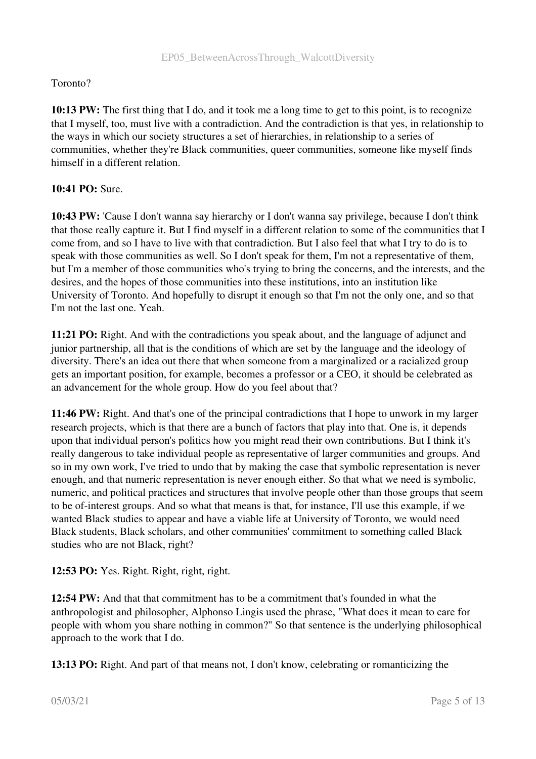Toronto?

**10:13 PW:** The first thing that I do, and it took me a long time to get to this point, is to recognize that I myself, too, must live with a contradiction. And the contradiction is that yes, in relationship to the ways in which our society structures a set of hierarchies, in relationship to a series of communities, whether they're Black communities, queer communities, someone like myself finds himself in a different relation.

**10:41 PO:** Sure.

**10:43 PW:** 'Cause I don't wanna say hierarchy or I don't wanna say privilege, because I don't think that those really capture it. But I find myself in a different relation to some of the communities that I come from, and so I have to live with that contradiction. But I also feel that what I try to do is to speak with those communities as well. So I don't speak for them, I'm not a representative of them, but I'm a member of those communities who's trying to bring the concerns, and the interests, and the desires, and the hopes of those communities into these institutions, into an institution like University of Toronto. And hopefully to disrupt it enough so that I'm not the only one, and so that I'm not the last one. Yeah.

**11:21 PO:** Right. And with the contradictions you speak about, and the language of adjunct and junior partnership, all that is the conditions of which are set by the language and the ideology of diversity. There's an idea out there that when someone from a marginalized or a racialized group gets an important position, for example, becomes a professor or a CEO, it should be celebrated as an advancement for the whole group. How do you feel about that?

**11:46 PW:** Right. And that's one of the principal contradictions that I hope to unwork in my larger research projects, which is that there are a bunch of factors that play into that. One is, it depends upon that individual person's politics how you might read their own contributions. But I think it's really dangerous to take individual people as representative of larger communities and groups. And so in my own work, I've tried to undo that by making the case that symbolic representation is never enough, and that numeric representation is never enough either. So that what we need is symbolic, numeric, and political practices and structures that involve people other than those groups that seem to be of-interest groups. And so what that means is that, for instance, I'll use this example, if we wanted Black studies to appear and have a viable life at University of Toronto, we would need Black students, Black scholars, and other communities' commitment to something called Black studies who are not Black, right?

**12:53 PO:** Yes. Right. Right, right, right.

**12:54 PW:** And that that commitment has to be a commitment that's founded in what the anthropologist and philosopher, Alphonso Lingis used the phrase, "What does it mean to care for people with whom you share nothing in common?" So that sentence is the underlying philosophical approach to the work that I do.

**13:13 PO:** Right. And part of that means not, I don't know, celebrating or romanticizing the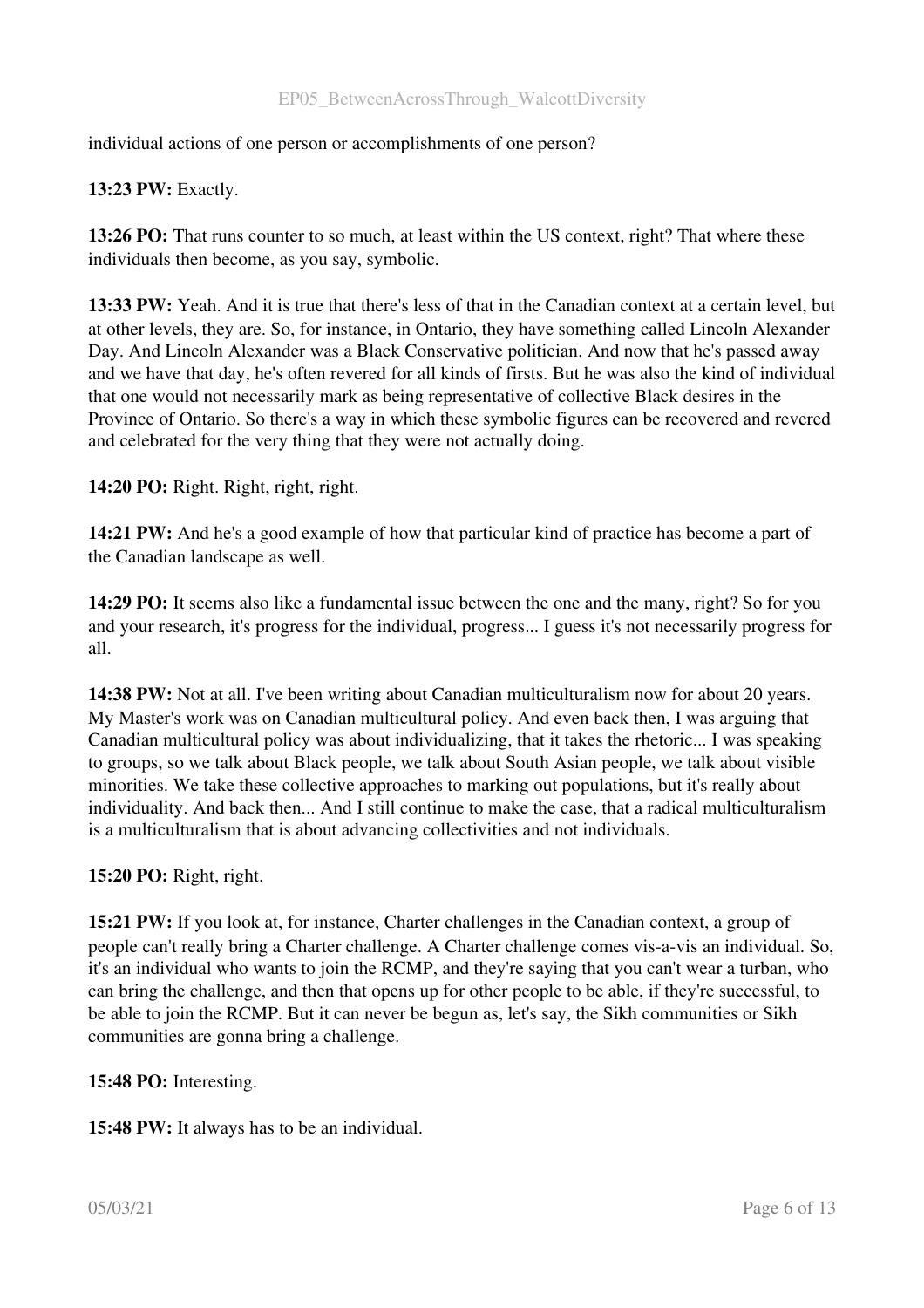individual actions of one person or accomplishments of one person?

**13:23 PW:** Exactly.

**13:26 PO:** That runs counter to so much, at least within the US context, right? That where these individuals then become, as you say, symbolic.

**13:33 PW:** Yeah. And it is true that there's less of that in the Canadian context at a certain level, but at other levels, they are. So, for instance, in Ontario, they have something called Lincoln Alexander Day. And Lincoln Alexander was a Black Conservative politician. And now that he's passed away and we have that day, he's often revered for all kinds of firsts. But he was also the kind of individual that one would not necessarily mark as being representative of collective Black desires in the Province of Ontario. So there's a way in which these symbolic figures can be recovered and revered and celebrated for the very thing that they were not actually doing.

**14:20 PO:** Right. Right, right, right.

**14:21 PW:** And he's a good example of how that particular kind of practice has become a part of the Canadian landscape as well.

**14:29 PO:** It seems also like a fundamental issue between the one and the many, right? So for you and your research, it's progress for the individual, progress... I guess it's not necessarily progress for all.

**14:38 PW:** Not at all. I've been writing about Canadian multiculturalism now for about 20 years. My Master's work was on Canadian multicultural policy. And even back then, I was arguing that Canadian multicultural policy was about individualizing, that it takes the rhetoric... I was speaking to groups, so we talk about Black people, we talk about South Asian people, we talk about visible minorities. We take these collective approaches to marking out populations, but it's really about individuality. And back then... And I still continue to make the case, that a radical multiculturalism is a multiculturalism that is about advancing collectivities and not individuals.

**15:20 PO:** Right, right.

**15:21 PW:** If you look at, for instance, Charter challenges in the Canadian context, a group of people can't really bring a Charter challenge. A Charter challenge comes vis-a-vis an individual. So, it's an individual who wants to join the RCMP, and they're saying that you can't wear a turban, who can bring the challenge, and then that opens up for other people to be able, if they're successful, to be able to join the RCMP. But it can never be begun as, let's say, the Sikh communities or Sikh communities are gonna bring a challenge.

**15:48 PO:** Interesting.

**15:48 PW:** It always has to be an individual.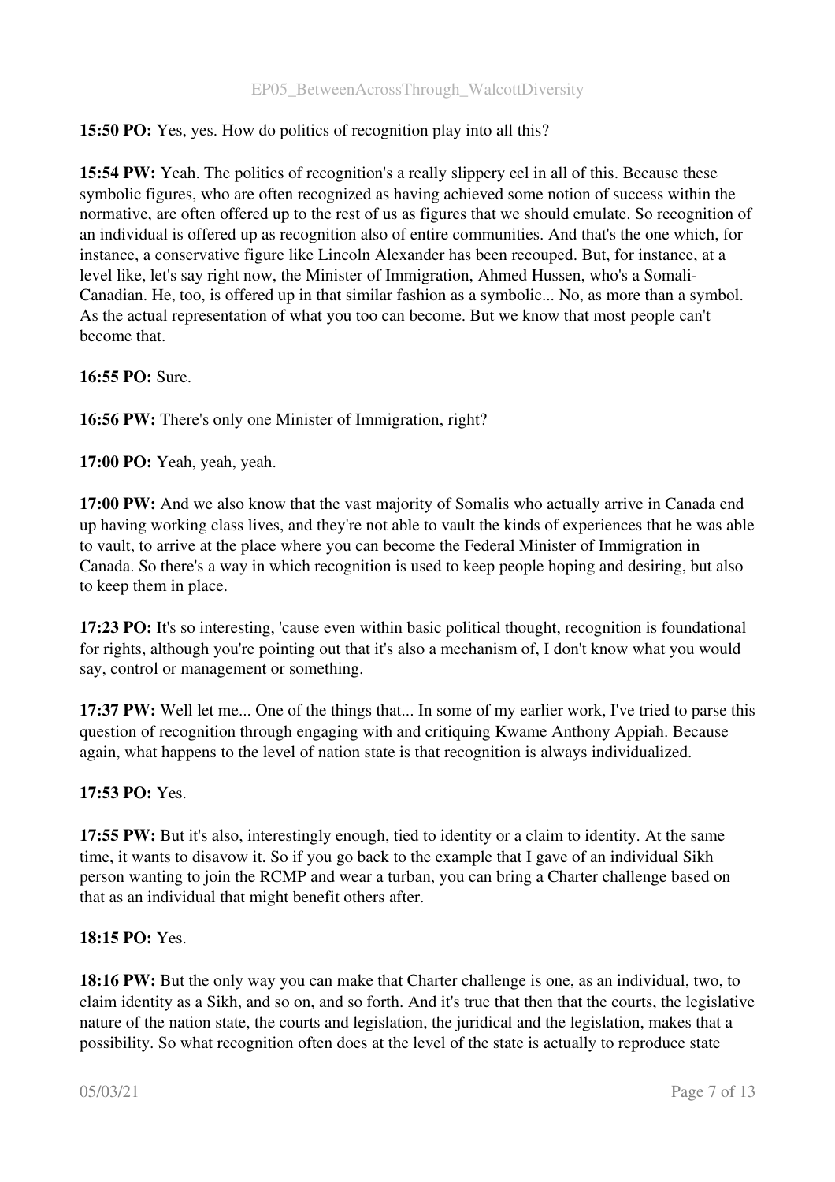**15:50 PO:** Yes, yes. How do politics of recognition play into all this?

**15:54 PW:** Yeah. The politics of recognition's a really slippery eel in all of this. Because these symbolic figures, who are often recognized as having achieved some notion of success within the normative, are often offered up to the rest of us as figures that we should emulate. So recognition of an individual is offered up as recognition also of entire communities. And that's the one which, for instance, a conservative figure like Lincoln Alexander has been recouped. But, for instance, at a level like, let's say right now, the Minister of Immigration, Ahmed Hussen, who's a Somali-Canadian. He, too, is offered up in that similar fashion as a symbolic... No, as more than a symbol. As the actual representation of what you too can become. But we know that most people can't become that.

**16:55 PO:** Sure.

**16:56 PW:** There's only one Minister of Immigration, right?

**17:00 PO:** Yeah, yeah, yeah.

**17:00 PW:** And we also know that the vast majority of Somalis who actually arrive in Canada end up having working class lives, and they're not able to vault the kinds of experiences that he was able to vault, to arrive at the place where you can become the Federal Minister of Immigration in Canada. So there's a way in which recognition is used to keep people hoping and desiring, but also to keep them in place.

**17:23 PO:** It's so interesting, 'cause even within basic political thought, recognition is foundational for rights, although you're pointing out that it's also a mechanism of, I don't know what you would say, control or management or something.

**17:37 PW:** Well let me... One of the things that... In some of my earlier work, I've tried to parse this question of recognition through engaging with and critiquing Kwame Anthony Appiah. Because again, what happens to the level of nation state is that recognition is always individualized.

**17:53 PO:** Yes.

**17:55 PW:** But it's also, interestingly enough, tied to identity or a claim to identity. At the same time, it wants to disavow it. So if you go back to the example that I gave of an individual Sikh person wanting to join the RCMP and wear a turban, you can bring a Charter challenge based on that as an individual that might benefit others after.

**18:15 PO:** Yes.

**18:16 PW:** But the only way you can make that Charter challenge is one, as an individual, two, to claim identity as a Sikh, and so on, and so forth. And it's true that then that the courts, the legislative nature of the nation state, the courts and legislation, the juridical and the legislation, makes that a possibility. So what recognition often does at the level of the state is actually to reproduce state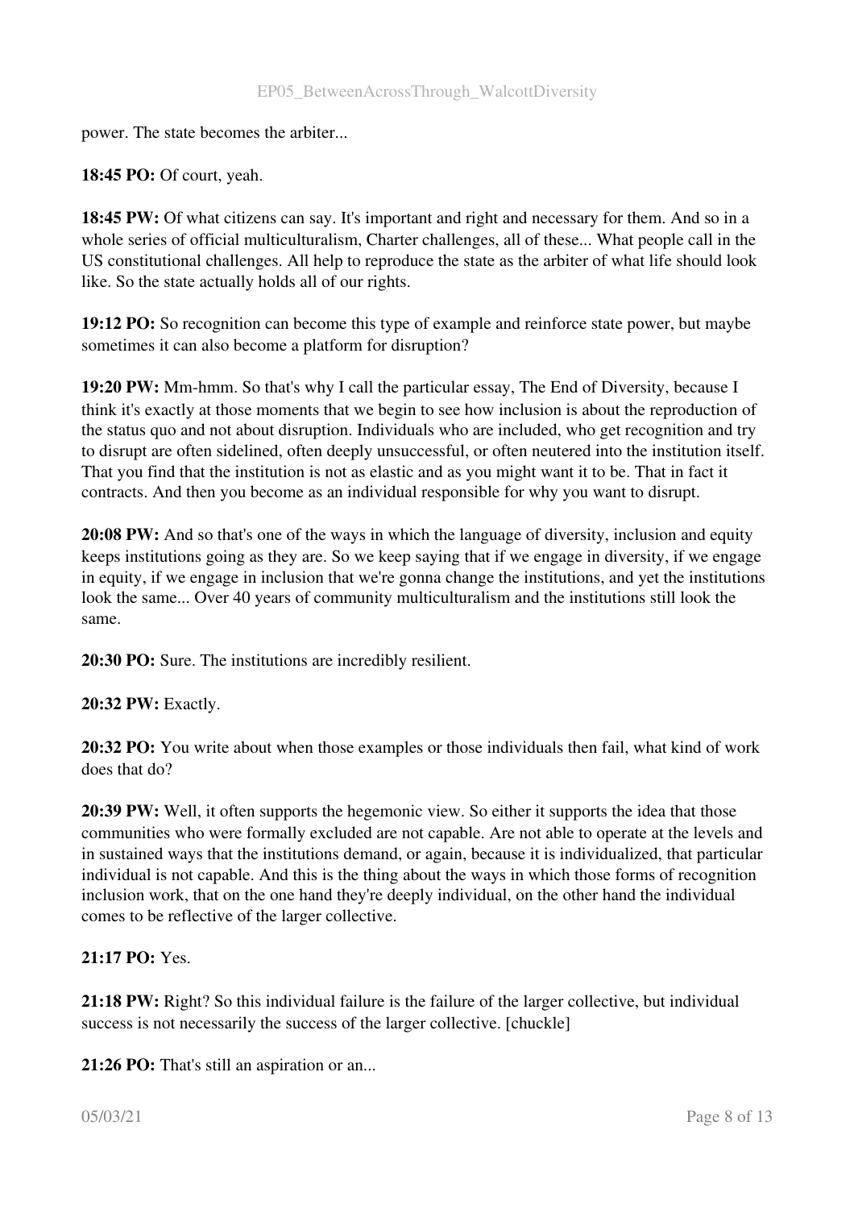power. The state becomes the arbiter...

**18:45 PO:** Of court, yeah.

**18:45 PW:** Of what citizens can say. It's important and right and necessary for them. And so in a whole series of official multiculturalism, Charter challenges, all of these... What people call in the US constitutional challenges. All help to reproduce the state as the arbiter of what life should look like. So the state actually holds all of our rights.

**19:12 PO:** So recognition can become this type of example and reinforce state power, but maybe sometimes it can also become a platform for disruption?

**19:20 PW:** Mm-hmm. So that's why I call the particular essay, The End of Diversity, because I think it's exactly at those moments that we begin to see how inclusion is about the reproduction of the status quo and not about disruption. Individuals who are included, who get recognition and try to disrupt are often sidelined, often deeply unsuccessful, or often neutered into the institution itself. That you find that the institution is not as elastic and as you might want it to be. That in fact it contracts. And then you become as an individual responsible for why you want to disrupt.

**20:08 PW:** And so that's one of the ways in which the language of diversity, inclusion and equity keeps institutions going as they are. So we keep saying that if we engage in diversity, if we engage in equity, if we engage in inclusion that we're gonna change the institutions, and yet the institutions look the same... Over 40 years of community multiculturalism and the institutions still look the same.

**20:30 PO:** Sure. The institutions are incredibly resilient.

**20:32 PW:** Exactly.

**20:32 PO:** You write about when those examples or those individuals then fail, what kind of work does that do?

**20:39 PW:** Well, it often supports the hegemonic view. So either it supports the idea that those communities who were formally excluded are not capable. Are not able to operate at the levels and in sustained ways that the institutions demand, or again, because it is individualized, that particular individual is not capable. And this is the thing about the ways in which those forms of recognition inclusion work, that on the one hand they're deeply individual, on the other hand the individual comes to be reflective of the larger collective.

**21:17 PO:** Yes.

**21:18 PW:** Right? So this individual failure is the failure of the larger collective, but individual success is not necessarily the success of the larger collective. [chuckle]

**21:26 PO:** That's still an aspiration or an...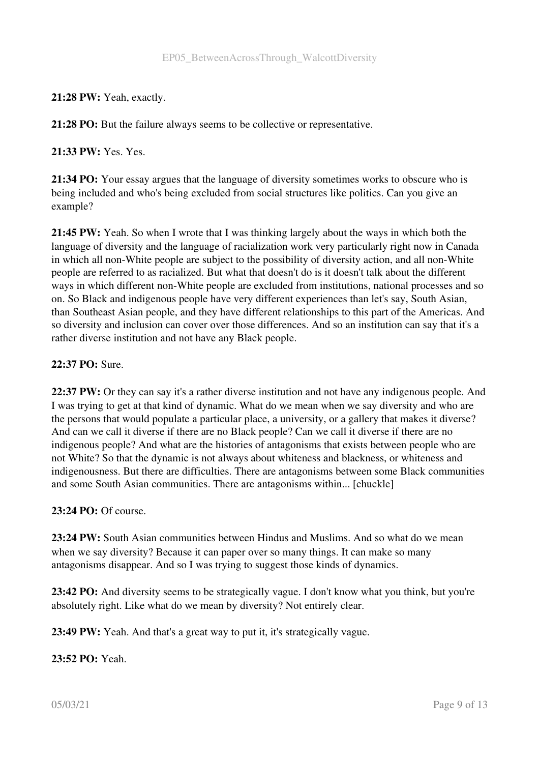**21:28 PW:** Yeah, exactly.

**21:28 PO:** But the failure always seems to be collective or representative.

**21:33 PW:** Yes. Yes.

**21:34 PO:** Your essay argues that the language of diversity sometimes works to obscure who is being included and who's being excluded from social structures like politics. Can you give an example?

**21:45 PW:** Yeah. So when I wrote that I was thinking largely about the ways in which both the language of diversity and the language of racialization work very particularly right now in Canada in which all non-White people are subject to the possibility of diversity action, and all non-White people are referred to as racialized. But what that doesn't do is it doesn't talk about the different ways in which different non-White people are excluded from institutions, national processes and so on. So Black and indigenous people have very different experiences than let's say, South Asian, than Southeast Asian people, and they have different relationships to this part of the Americas. And so diversity and inclusion can cover over those differences. And so an institution can say that it's a rather diverse institution and not have any Black people.

**22:37 PO:** Sure.

**22:37 PW:** Or they can say it's a rather diverse institution and not have any indigenous people. And I was trying to get at that kind of dynamic. What do we mean when we say diversity and who are the persons that would populate a particular place, a university, or a gallery that makes it diverse? And can we call it diverse if there are no Black people? Can we call it diverse if there are no indigenous people? And what are the histories of antagonisms that exists between people who are not White? So that the dynamic is not always about whiteness and blackness, or whiteness and indigenousness. But there are difficulties. There are antagonisms between some Black communities and some South Asian communities. There are antagonisms within... [chuckle]

**23:24 PO:** Of course.

**23:24 PW:** South Asian communities between Hindus and Muslims. And so what do we mean when we say diversity? Because it can paper over so many things. It can make so many antagonisms disappear. And so I was trying to suggest those kinds of dynamics.

**23:42 PO:** And diversity seems to be strategically vague. I don't know what you think, but you're absolutely right. Like what do we mean by diversity? Not entirely clear.

**23:49 PW:** Yeah. And that's a great way to put it, it's strategically vague.

**23:52 PO:** Yeah.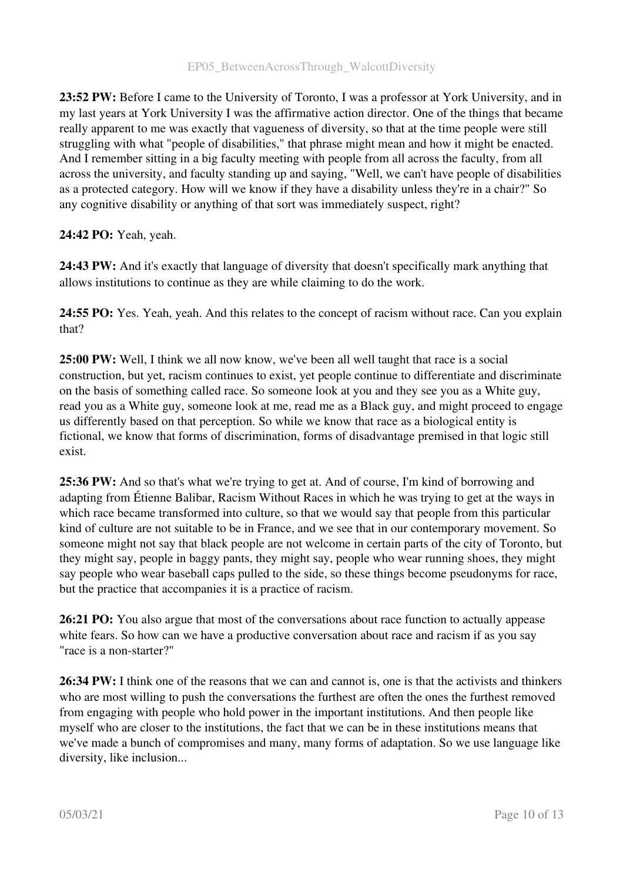**23:52 PW:** Before I came to the University of Toronto, I was a professor at York University, and in my last years at York University I was the affirmative action director. One of the things that became really apparent to me was exactly that vagueness of diversity, so that at the time people were still struggling with what "people of disabilities," that phrase might mean and how it might be enacted. And I remember sitting in a big faculty meeting with people from all across the faculty, from all across the university, and faculty standing up and saying, "Well, we can't have people of disabilities as a protected category. How will we know if they have a disability unless they're in a chair?" So any cognitive disability or anything of that sort was immediately suspect, right?

**24:42 PO:** Yeah, yeah.

**24:43 PW:** And it's exactly that language of diversity that doesn't specifically mark anything that allows institutions to continue as they are while claiming to do the work.

**24:55 PO:** Yes. Yeah, yeah. And this relates to the concept of racism without race. Can you explain that?

**25:00 PW:** Well, I think we all now know, we've been all well taught that race is a social construction, but yet, racism continues to exist, yet people continue to differentiate and discriminate on the basis of something called race. So someone look at you and they see you as a White guy, read you as a White guy, someone look at me, read me as a Black guy, and might proceed to engage us differently based on that perception. So while we know that race as a biological entity is fictional, we know that forms of discrimination, forms of disadvantage premised in that logic still exist.

**25:36 PW:** And so that's what we're trying to get at. And of course, I'm kind of borrowing and adapting from Étienne Balibar, Racism Without Races in which he was trying to get at the ways in which race became transformed into culture, so that we would say that people from this particular kind of culture are not suitable to be in France, and we see that in our contemporary movement. So someone might not say that black people are not welcome in certain parts of the city of Toronto, but they might say, people in baggy pants, they might say, people who wear running shoes, they might say people who wear baseball caps pulled to the side, so these things become pseudonyms for race, but the practice that accompanies it is a practice of racism.

**26:21 PO:** You also argue that most of the conversations about race function to actually appease white fears. So how can we have a productive conversation about race and racism if as you say "race is a non-starter?"

**26:34 PW:** I think one of the reasons that we can and cannot is, one is that the activists and thinkers who are most willing to push the conversations the furthest are often the ones the furthest removed from engaging with people who hold power in the important institutions. And then people like myself who are closer to the institutions, the fact that we can be in these institutions means that we've made a bunch of compromises and many, many forms of adaptation. So we use language like diversity, like inclusion...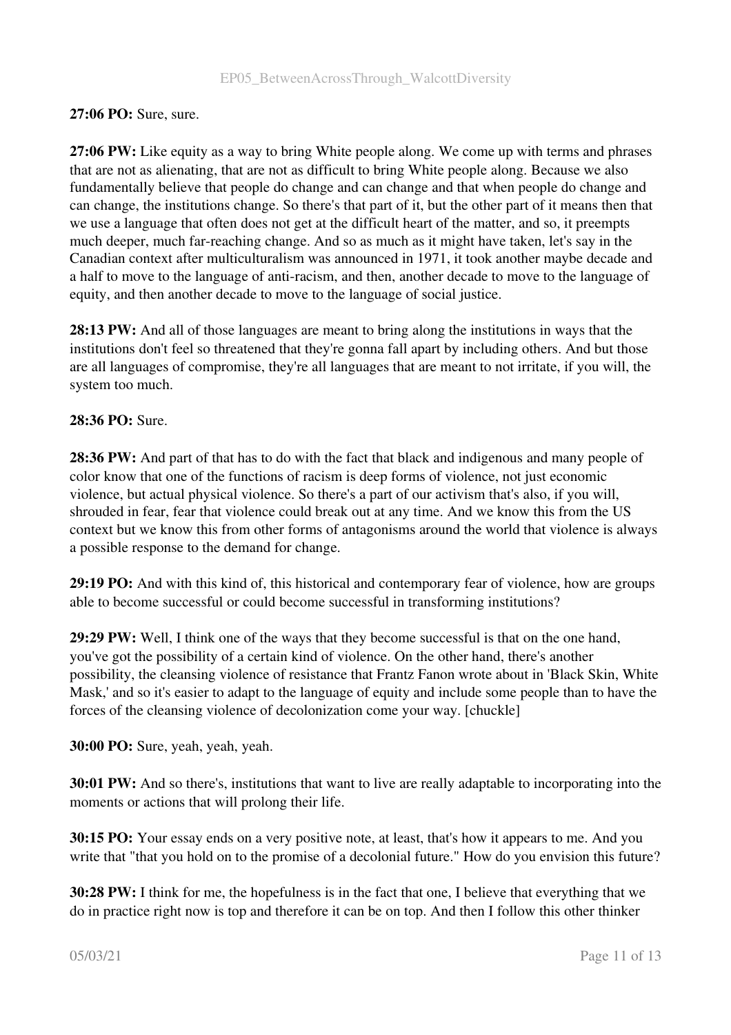**27:06 PO:** Sure, sure.

**27:06 PW:** Like equity as a way to bring White people along. We come up with terms and phrases that are not as alienating, that are not as difficult to bring White people along. Because we also fundamentally believe that people do change and can change and that when people do change and can change, the institutions change. So there's that part of it, but the other part of it means then that we use a language that often does not get at the difficult heart of the matter, and so, it preempts much deeper, much far-reaching change. And so as much as it might have taken, let's say in the Canadian context after multiculturalism was announced in 1971, it took another maybe decade and a half to move to the language of anti-racism, and then, another decade to move to the language of equity, and then another decade to move to the language of social justice.

**28:13 PW:** And all of those languages are meant to bring along the institutions in ways that the institutions don't feel so threatened that they're gonna fall apart by including others. And but those are all languages of compromise, they're all languages that are meant to not irritate, if you will, the system too much.

**28:36 PO:** Sure.

**28:36 PW:** And part of that has to do with the fact that black and indigenous and many people of color know that one of the functions of racism is deep forms of violence, not just economic violence, but actual physical violence. So there's a part of our activism that's also, if you will, shrouded in fear, fear that violence could break out at any time. And we know this from the US context but we know this from other forms of antagonisms around the world that violence is always a possible response to the demand for change.

**29:19 PO:** And with this kind of, this historical and contemporary fear of violence, how are groups able to become successful or could become successful in transforming institutions?

**29:29 PW:** Well, I think one of the ways that they become successful is that on the one hand, you've got the possibility of a certain kind of violence. On the other hand, there's another possibility, the cleansing violence of resistance that Frantz Fanon wrote about in 'Black Skin, White Mask,' and so it's easier to adapt to the language of equity and include some people than to have the forces of the cleansing violence of decolonization come your way. [chuckle]

**30:00 PO:** Sure, yeah, yeah, yeah.

**30:01 PW:** And so there's, institutions that want to live are really adaptable to incorporating into the moments or actions that will prolong their life.

**30:15 PO:** Your essay ends on a very positive note, at least, that's how it appears to me. And you write that "that you hold on to the promise of a decolonial future." How do you envision this future?

**30:28 PW:** I think for me, the hopefulness is in the fact that one, I believe that everything that we do in practice right now is top and therefore it can be on top. And then I follow this other thinker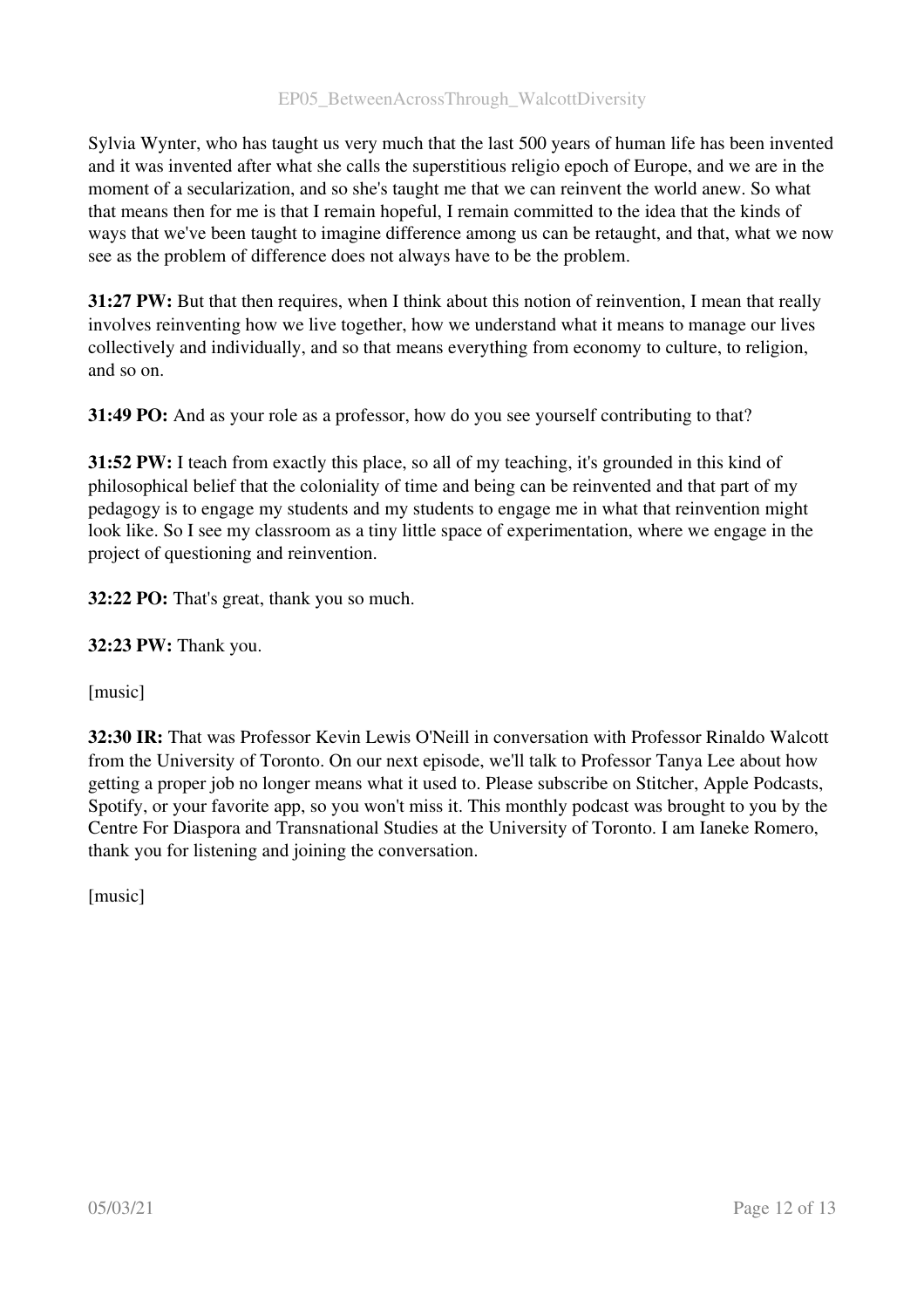Sylvia Wynter, who has taught us very much that the last 500 years of human life has been invented and it was invented after what she calls the superstitious religio epoch of Europe, and we are in the moment of a secularization, and so she's taught me that we can reinvent the world anew. So what that means then for me is that I remain hopeful, I remain committed to the idea that the kinds of ways that we've been taught to imagine difference among us can be retaught, and that, what we now see as the problem of difference does not always have to be the problem.

**31:27 PW:** But that then requires, when I think about this notion of reinvention, I mean that really involves reinventing how we live together, how we understand what it means to manage our lives collectively and individually, and so that means everything from economy to culture, to religion, and so on.

**31:49 PO:** And as your role as a professor, how do you see yourself contributing to that?

**31:52 PW:** I teach from exactly this place, so all of my teaching, it's grounded in this kind of philosophical belief that the coloniality of time and being can be reinvented and that part of my pedagogy is to engage my students and my students to engage me in what that reinvention might look like. So I see my classroom as a tiny little space of experimentation, where we engage in the project of questioning and reinvention.

**32:22 PO:** That's great, thank you so much.

**32:23 PW:** Thank you.

[music]

**32:30 IR:** That was Professor Kevin Lewis O'Neill in conversation with Professor Rinaldo Walcott from the University of Toronto. On our next episode, we'll talk to Professor Tanya Lee about how getting a proper job no longer means what it used to. Please subscribe on Stitcher, Apple Podcasts, Spotify, or your favorite app, so you won't miss it. This monthly podcast was brought to you by the Centre For Diaspora and Transnational Studies at the University of Toronto. I am Ianeke Romero, thank you for listening and joining the conversation.

[music]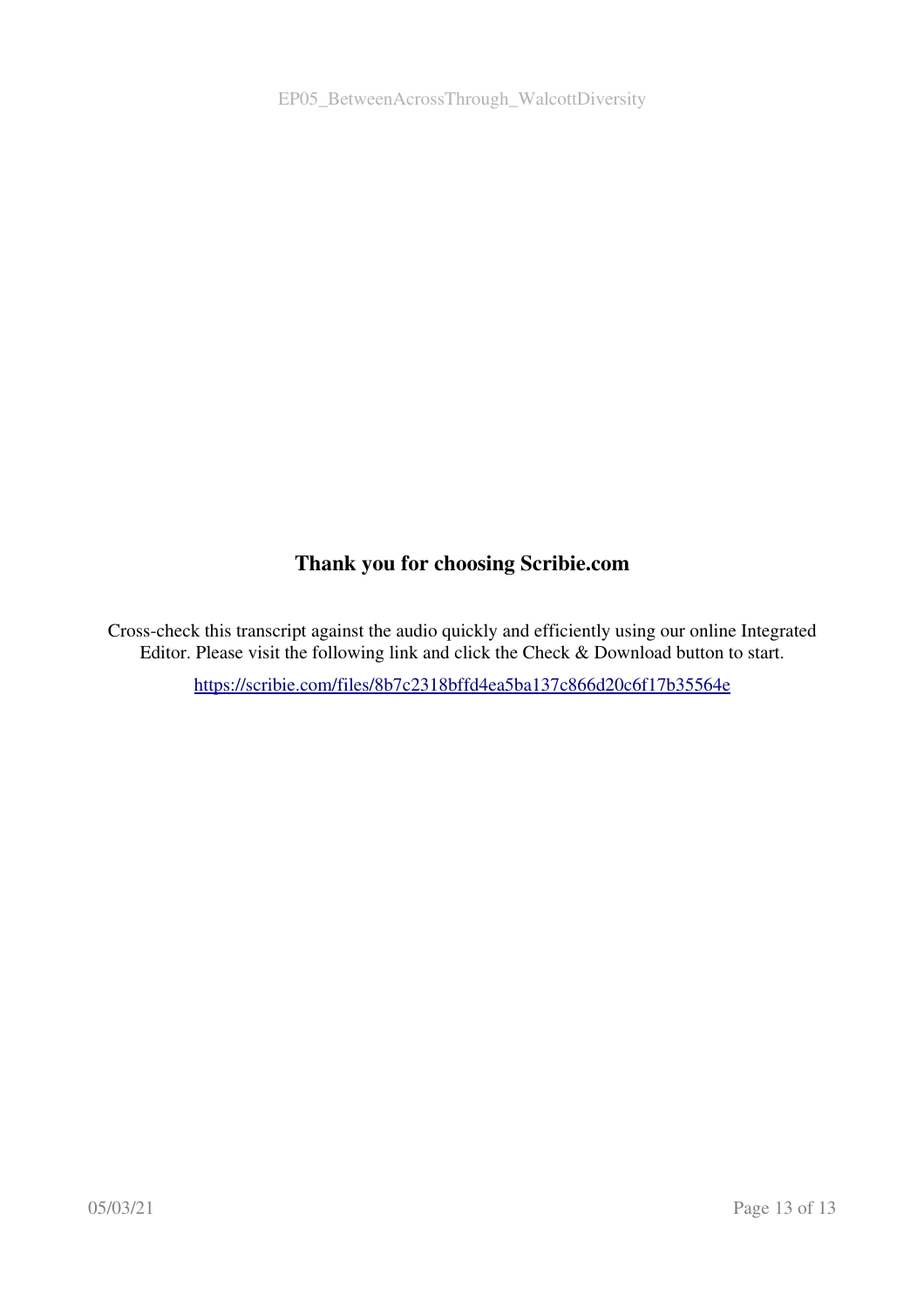**Thank you for choosing Scribie.com**

Cross-check this transcript against the audio quickly and efficiently using our online Integrated Editor. Please visit the following link and click the Check & Download button to start.

https://scribie.com/files/8b7c2318bffd4ea5ba137c866d20c6f17b35564e